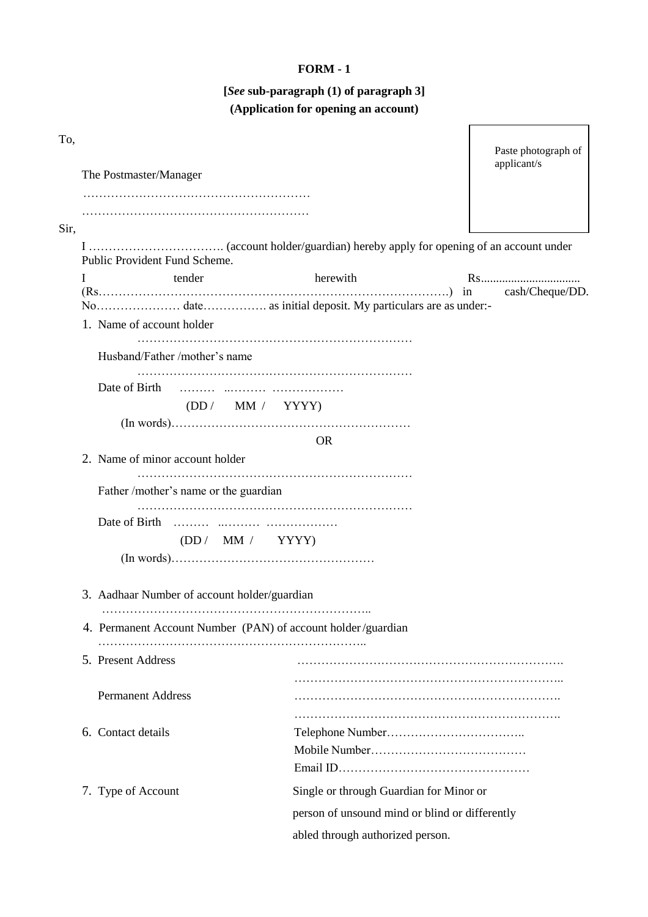**FORM - 1**

**[*See* sub-paragraph (1) of paragraph 3]**

**(Application for opening an account)**

To,

Paste photograph of applicant/s

The Postmaster/Manager

…………………………………………………

…………………………………………………

Sir,

I ……………………………. (account holder/guardian) hereby apply for opening of an account under Public Provident Fund Scheme.

I tender herewith Rs................................ (Rs…………………………………………………………………………….) in cash/Cheque/DD. No………………… date……………. as initial deposit. My particulars are as under:-

1. Name of account holder

   ……………………………………………………………

   Husband/Father /mother's name

   ……………………………………………………………

   Date of Birth ……… ..……… ………………

   (DD / MM / YYYY)

   (In words)……………………………………………………

   OR

2. Name of minor account holder

   ……………………………………………………………

   Father /mother's name or the guardian

   ……………………………………………………………

   Date of Birth ……… ..……… ………………

   (DD / MM / YYYY)

   (In words)……………………………………………

3. Aadhaar Number of account holder/guardian

   …………………………………………………………..

4. Permanent Account Number (PAN) of account holder /guardian

   …………………………………………………………..

5. Present Address …………………………………………………………. …………………………………………………………..

   Permanent Address …………………………………………………………. ………………………………………………………….

6. Contact details
   - Telephone Number……………………………..
   - Mobile Number…………………………………
   - Email ID…………………………………………

7. Type of Account: Single or through Guardian for Minor or person of unsound mind or blind or differently abled through authorized person.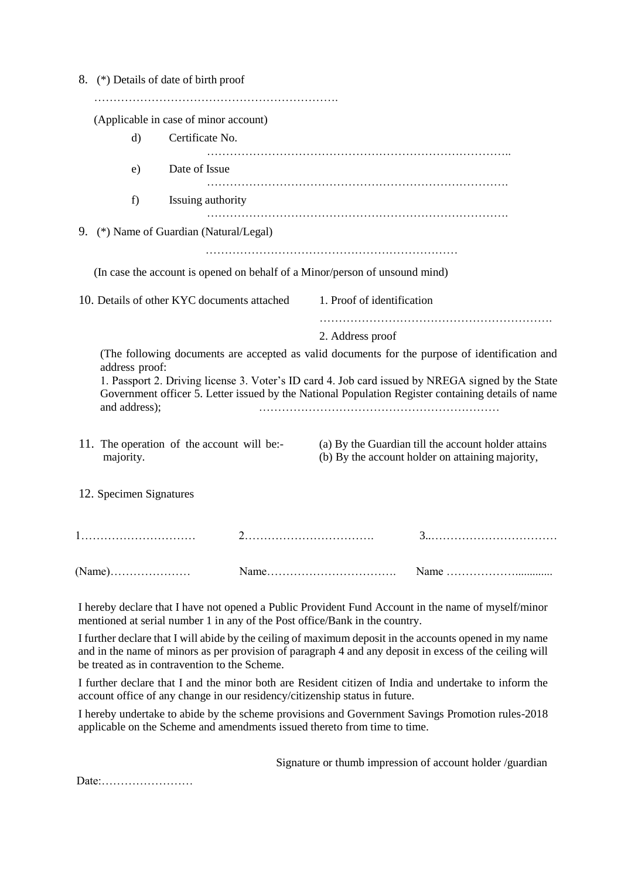8. (*) Details of date of birth proof

………………………………………………………

(Applicable in case of minor account)

d) Certificate No.

……………………………………………………………………..

e) Date of Issue

…………………………………………………………………….

f) Issuing authority

…………………………………………………………………….

9. (*) Name of Guardian (Natural/Legal)

…………………………………………………………

(In case the account is opened on behalf of a Minor/person of unsound mind)

10. Details of other KYC documents attached

1. Proof of identification

…………………………………………………….

2. Address proof

(The following documents are accepted as valid documents for the purpose of identification and address proof:
1. Passport 2. Driving license 3. Voter's ID card 4. Job card issued by NREGA signed by the State Government officer 5. Letter issued by the National Population Register containing details of name and address); ………………………………………………………

11. The operation of the account will be:-

(a) By the Guardian till the account holder attains majority.
(b) By the account holder on attaining majority,

12. Specimen Signatures

1………………………… 2……………………………. 3..……………………………

(Name)………………… Name……………………………. Name ……………….............

I hereby declare that I have not opened a Public Provident Fund Account in the name of myself/minor mentioned at serial number 1 in any of the Post office/Bank in the country.

I further declare that I will abide by the ceiling of maximum deposit in the accounts opened in my name and in the name of minors as per provision of paragraph 4 and any deposit in excess of the ceiling will be treated as in contravention to the Scheme.

I further declare that I and the minor both are Resident citizen of India and undertake to inform the account office of any change in our residency/citizenship status in future.

I hereby undertake to abide by the scheme provisions and Government Savings Promotion rules-2018 applicable on the Scheme and amendments issued thereto from time to time.

Signature or thumb impression of account holder /guardian

Date:……………………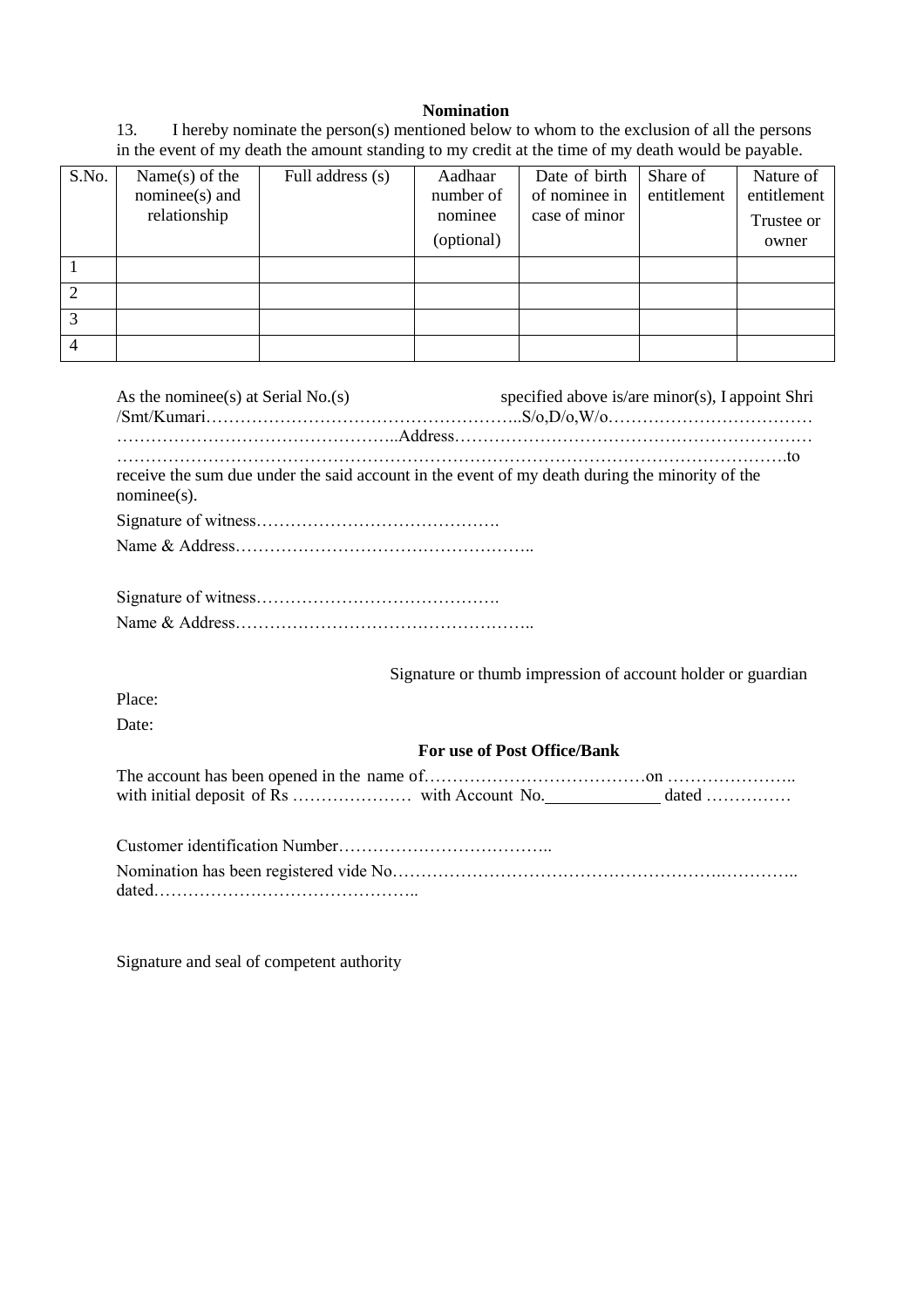**Nomination**

13. I hereby nominate the person(s) mentioned below to whom to the exclusion of all the persons in the event of my death the amount standing to my credit at the time of my death would be payable.

| S.No. | Name(s) of the nominee(s) and relationship | Full address (s) | Aadhaar number of nominee (optional) | Date of birth of nominee in case of minor | Share of entitlement | Nature of entitlement Trustee or owner |
|---|---|---|---|---|---|---|
| 1 | | | | | | |
| 2 | | | | | | |
| 3 | | | | | | |
| 4 | | | | | | |

As the nominee(s) at Serial No.(s) specified above is/are minor(s), I appoint Shri /Smt/Kumari…………………………………………………..S/o,D/o,W/o………………………………………………………………………..Address………………………………………………………………………………………………………………………………………….to receive the sum due under the said account in the event of my death during the minority of the nominee(s).

Signature of witness…………………………………….

Name & Address……………………………………………..

Signature of witness…………………………………….

Name & Address……………………………………………..

Signature or thumb impression of account holder or guardian

Place:

Date:

**For use of Post Office/Bank**

The account has been opened in the name of…………………………………on ………………….. with initial deposit of Rs ………………… with Account No.\_\_\_\_\_\_\_\_\_\_\_\_\_ dated ……………

Customer identification Number………………………………..

Nomination has been registered vide No…………………………………………………….………….. dated………………………………………..

Signature and seal of competent authority